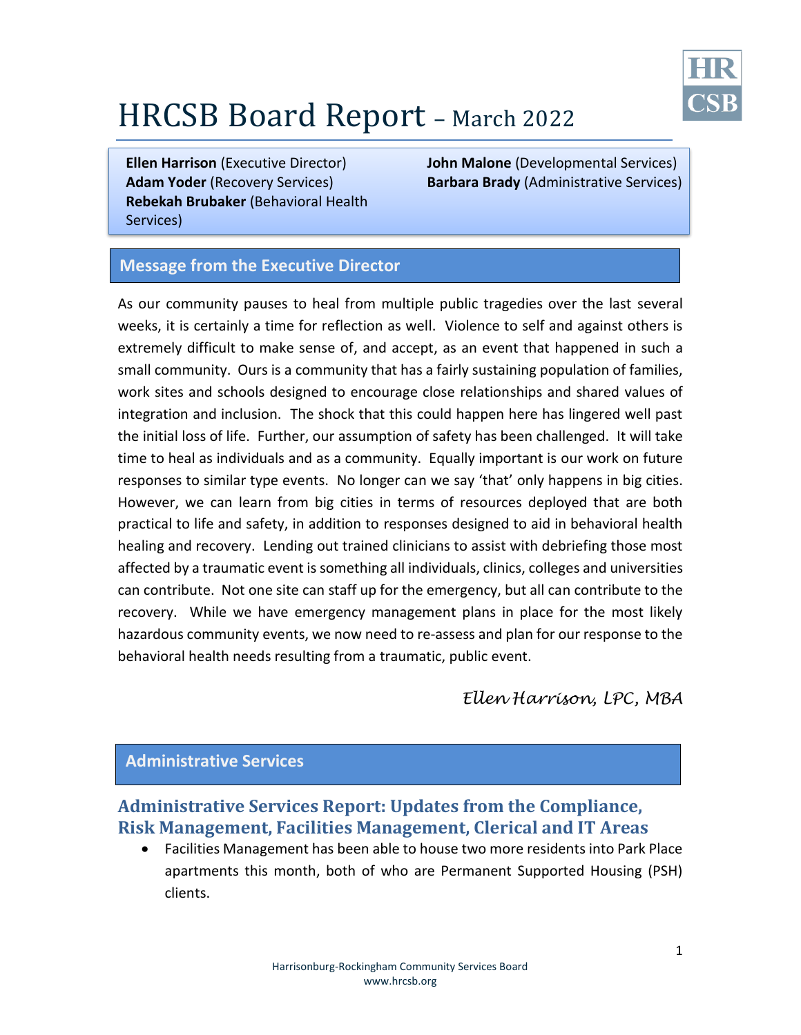# HRCSB Board Report – March 2022

**Ellen Harrison** (Executive Director)
**Adam Yoder** (Recovery Services)
**Rebekah Brubaker** (Behavioral Health Services)
**John Malone** (Developmental Services)
**Barbara Brady** (Administrative Services)

## Message from the Executive Director

As our community pauses to heal from multiple public tragedies over the last several weeks, it is certainly a time for reflection as well. Violence to self and against others is extremely difficult to make sense of, and accept, as an event that happened in such a small community. Ours is a community that has a fairly sustaining population of families, work sites and schools designed to encourage close relationships and shared values of integration and inclusion. The shock that this could happen here has lingered well past the initial loss of life. Further, our assumption of safety has been challenged. It will take time to heal as individuals and as a community. Equally important is our work on future responses to similar type events. No longer can we say 'that' only happens in big cities. However, we can learn from big cities in terms of resources deployed that are both practical to life and safety, in addition to responses designed to aid in behavioral health healing and recovery. Lending out trained clinicians to assist with debriefing those most affected by a traumatic event is something all individuals, clinics, colleges and universities can contribute. Not one site can staff up for the emergency, but all can contribute to the recovery. While we have emergency management plans in place for the most likely hazardous community events, we now need to re-assess and plan for our response to the behavioral health needs resulting from a traumatic, public event.

*Ellen Harrison, LPC, MBA*

## Administrative Services

### Administrative Services Report: Updates from the Compliance, Risk Management, Facilities Management, Clerical and IT Areas

- Facilities Management has been able to house two more residents into Park Place apartments this month, both of who are Permanent Supported Housing (PSH) clients.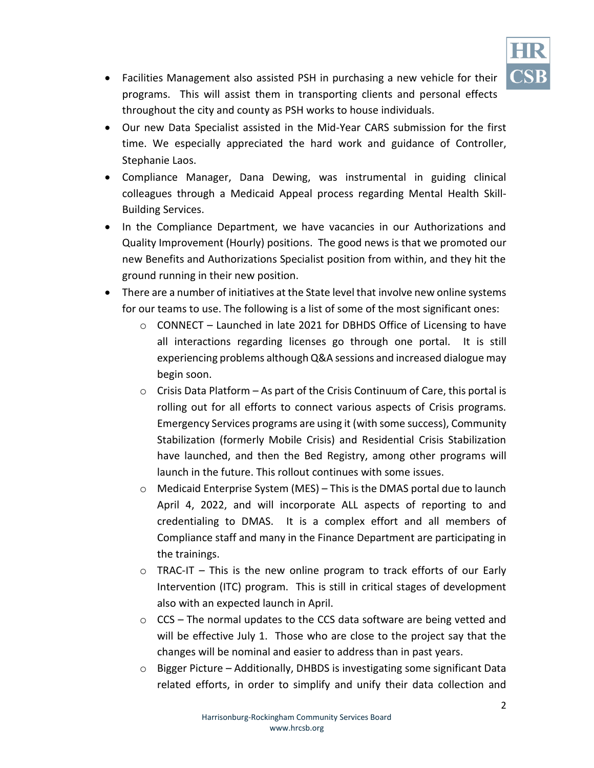- Facilities Management also assisted PSH in purchasing a new vehicle for their programs. This will assist them in transporting clients and personal effects throughout the city and county as PSH works to house individuals.
- Our new Data Specialist assisted in the Mid-Year CARS submission for the first time. We especially appreciated the hard work and guidance of Controller, Stephanie Laos.
- Compliance Manager, Dana Dewing, was instrumental in guiding clinical colleagues through a Medicaid Appeal process regarding Mental Health Skill-Building Services.
- In the Compliance Department, we have vacancies in our Authorizations and Quality Improvement (Hourly) positions. The good news is that we promoted our new Benefits and Authorizations Specialist position from within, and they hit the ground running in their new position.
- There are a number of initiatives at the State level that involve new online systems for our teams to use. The following is a list of some of the most significant ones:
  - CONNECT – Launched in late 2021 for DBHDS Office of Licensing to have all interactions regarding licenses go through one portal. It is still experiencing problems although Q&A sessions and increased dialogue may begin soon.
  - Crisis Data Platform – As part of the Crisis Continuum of Care, this portal is rolling out for all efforts to connect various aspects of Crisis programs. Emergency Services programs are using it (with some success), Community Stabilization (formerly Mobile Crisis) and Residential Crisis Stabilization have launched, and then the Bed Registry, among other programs will launch in the future. This rollout continues with some issues.
  - Medicaid Enterprise System (MES) – This is the DMAS portal due to launch April 4, 2022, and will incorporate ALL aspects of reporting to and credentialing to DMAS. It is a complex effort and all members of Compliance staff and many in the Finance Department are participating in the trainings.
  - TRAC-IT – This is the new online program to track efforts of our Early Intervention (ITC) program. This is still in critical stages of development also with an expected launch in April.
  - CCS – The normal updates to the CCS data software are being vetted and will be effective July 1. Those who are close to the project say that the changes will be nominal and easier to address than in past years.
  - Bigger Picture – Additionally, DHBDS is investigating some significant Data related efforts, in order to simplify and unify their data collection and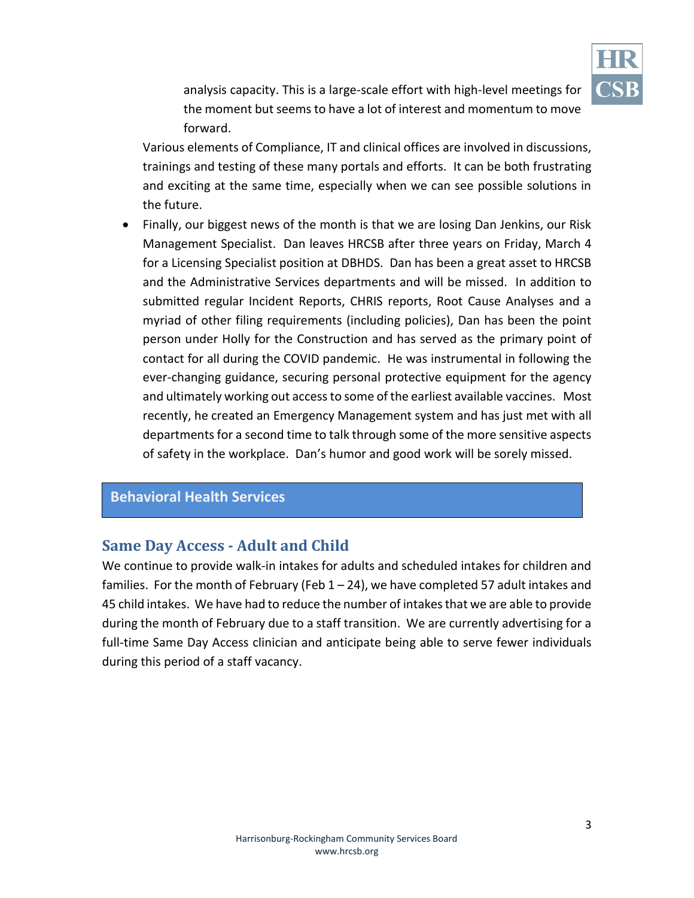analysis capacity. This is a large-scale effort with high-level meetings for the moment but seems to have a lot of interest and momentum to move forward.

Various elements of Compliance, IT and clinical offices are involved in discussions, trainings and testing of these many portals and efforts. It can be both frustrating and exciting at the same time, especially when we can see possible solutions in the future.

- Finally, our biggest news of the month is that we are losing Dan Jenkins, our Risk Management Specialist. Dan leaves HRCSB after three years on Friday, March 4 for a Licensing Specialist position at DBHDS. Dan has been a great asset to HRCSB and the Administrative Services departments and will be missed. In addition to submitted regular Incident Reports, CHRIS reports, Root Cause Analyses and a myriad of other filing requirements (including policies), Dan has been the point person under Holly for the Construction and has served as the primary point of contact for all during the COVID pandemic. He was instrumental in following the ever-changing guidance, securing personal protective equipment for the agency and ultimately working out access to some of the earliest available vaccines. Most recently, he created an Emergency Management system and has just met with all departments for a second time to talk through some of the more sensitive aspects of safety in the workplace. Dan's humor and good work will be sorely missed.

## Behavioral Health Services

### Same Day Access - Adult and Child

We continue to provide walk-in intakes for adults and scheduled intakes for children and families. For the month of February (Feb 1 – 24), we have completed 57 adult intakes and 45 child intakes. We have had to reduce the number of intakes that we are able to provide during the month of February due to a staff transition. We are currently advertising for a full-time Same Day Access clinician and anticipate being able to serve fewer individuals during this period of a staff vacancy.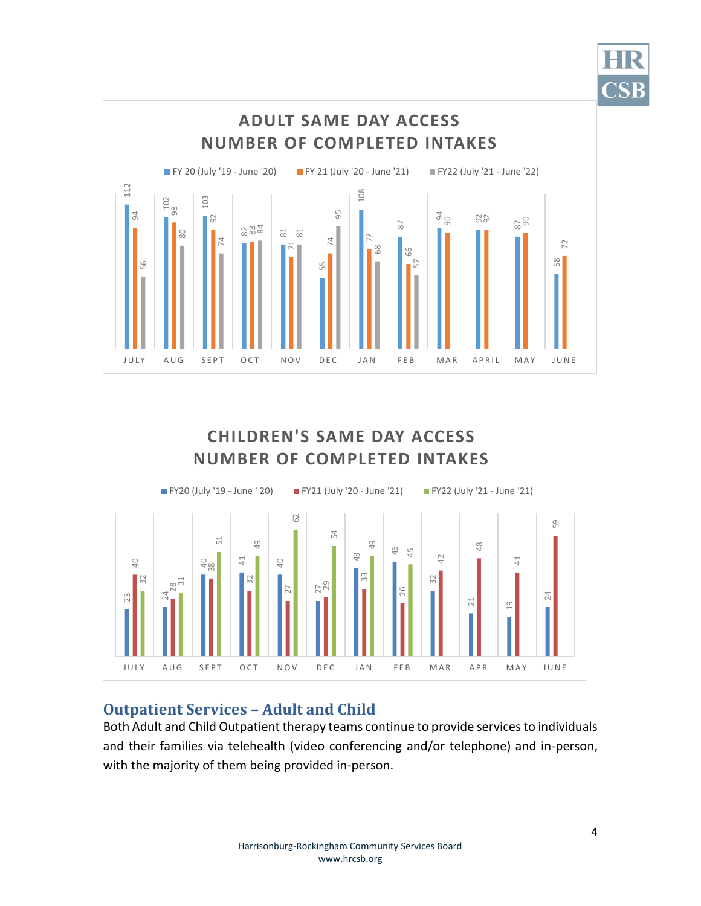## ADULT SAME DAY ACCESS NUMBER OF COMPLETED INTAKES

| Month | FY 20 (July '19 - June '20) | FY 21 (July '20 - June '21) | FY22 (July '21 - June '22) |
|---|---|---|---|
| JULY | 112 | 94 | 56 |
| AUG | 102 | 98 | 80 |
| SEPT | 103 | 92 | 74 |
| OCT | 82 | 83 | 84 |
| NOV | 81 | 71 | 81 |
| DEC | 55 | 74 | 95 |
| JAN | 108 | 77 | 68 |
| FEB | 87 | 66 | 57 |
| MAR | 94 | 90 | |
| APRIL | 92 | 92 | |
| MAY | 87 | 90 | |
| JUNE | 58 | 72 | |

## CHILDREN'S SAME DAY ACCESS NUMBER OF COMPLETED INTAKES

| Month | FY20 (July '19 - June ' 20) | FY21 (July '20 - June '21) | FY22 (July '21 - June '21) |
|---|---|---|---|
| JULY | 23 | 40 | 32 |
| AUG | 24 | 28 | 31 |
| SEPT | 40 | 38 | 51 |
| OCT | 41 | 32 | 49 |
| NOV | 40 | 27 | 62 |
| DEC | 27 | 29 | 54 |
| JAN | 43 | 33 | 49 |
| FEB | 46 | 26 | 45 |
| MAR | 32 | 42 | |
| APR | 21 | 48 | |
| MAY | 19 | 41 | |
| JUNE | 24 | 59 | |

## Outpatient Services – Adult and Child

Both Adult and Child Outpatient therapy teams continue to provide services to individuals and their families via telehealth (video conferencing and/or telephone) and in-person, with the majority of them being provided in-person.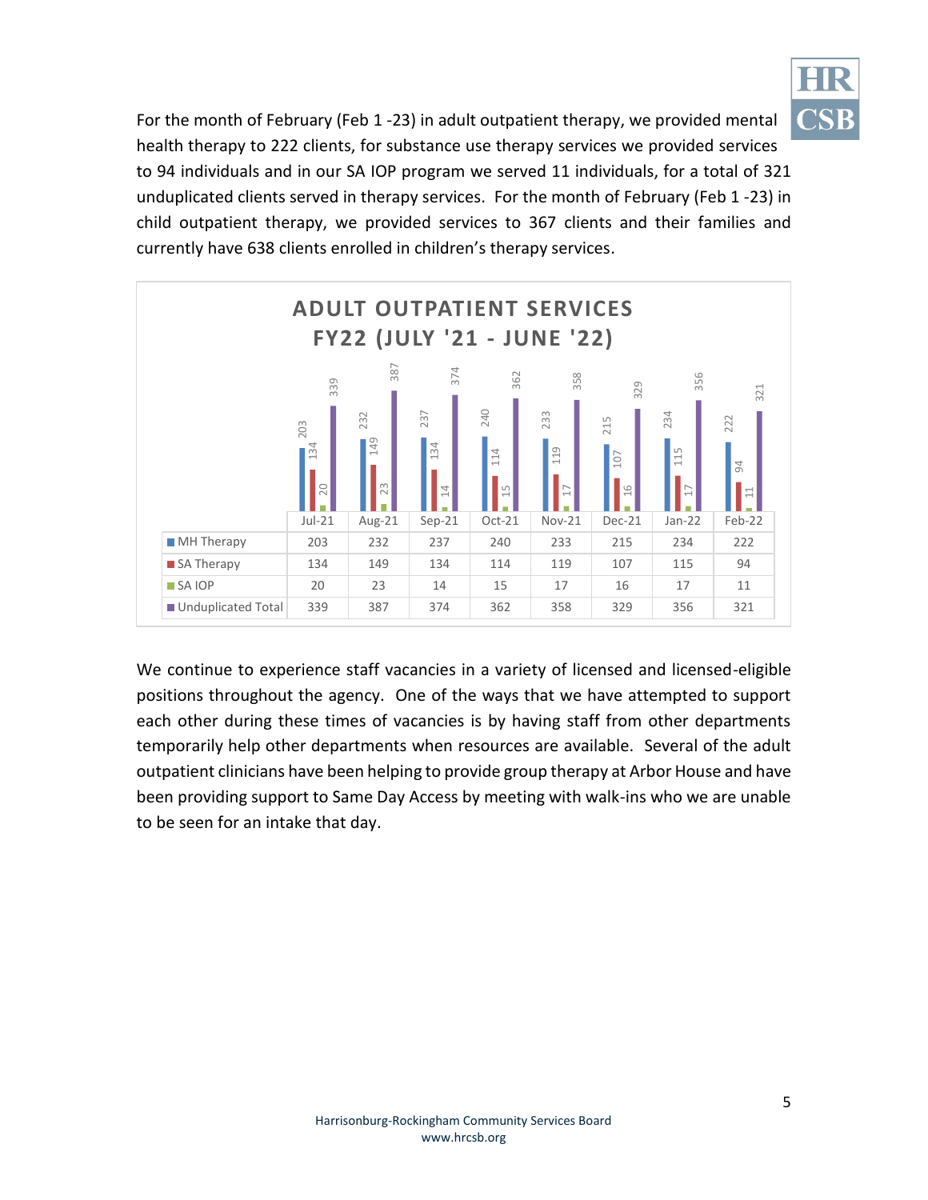For the month of February (Feb 1 -23) in adult outpatient therapy, we provided mental health therapy to 222 clients, for substance use therapy services we provided services to 94 individuals and in our SA IOP program we served 11 individuals, for a total of 321 unduplicated clients served in therapy services. For the month of February (Feb 1 -23) in child outpatient therapy, we provided services to 367 clients and their families and currently have 638 clients enrolled in children's therapy services.

**ADULT OUTPATIENT SERVICES FY22 (JULY '21 - JUNE '22)**

| | Jul-21 | Aug-21 | Sep-21 | Oct-21 | Nov-21 | Dec-21 | Jan-22 | Feb-22 |
|---|---|---|---|---|---|---|---|---|
| MH Therapy | 203 | 232 | 237 | 240 | 233 | 215 | 234 | 222 |
| SA Therapy | 134 | 149 | 134 | 114 | 119 | 107 | 115 | 94 |
| SA IOP | 20 | 23 | 14 | 15 | 17 | 16 | 17 | 11 |
| Unduplicated Total | 339 | 387 | 374 | 362 | 358 | 329 | 356 | 321 |

We continue to experience staff vacancies in a variety of licensed and licensed-eligible positions throughout the agency. One of the ways that we have attempted to support each other during these times of vacancies is by having staff from other departments temporarily help other departments when resources are available. Several of the adult outpatient clinicians have been helping to provide group therapy at Arbor House and have been providing support to Same Day Access by meeting with walk-ins who we are unable to be seen for an intake that day.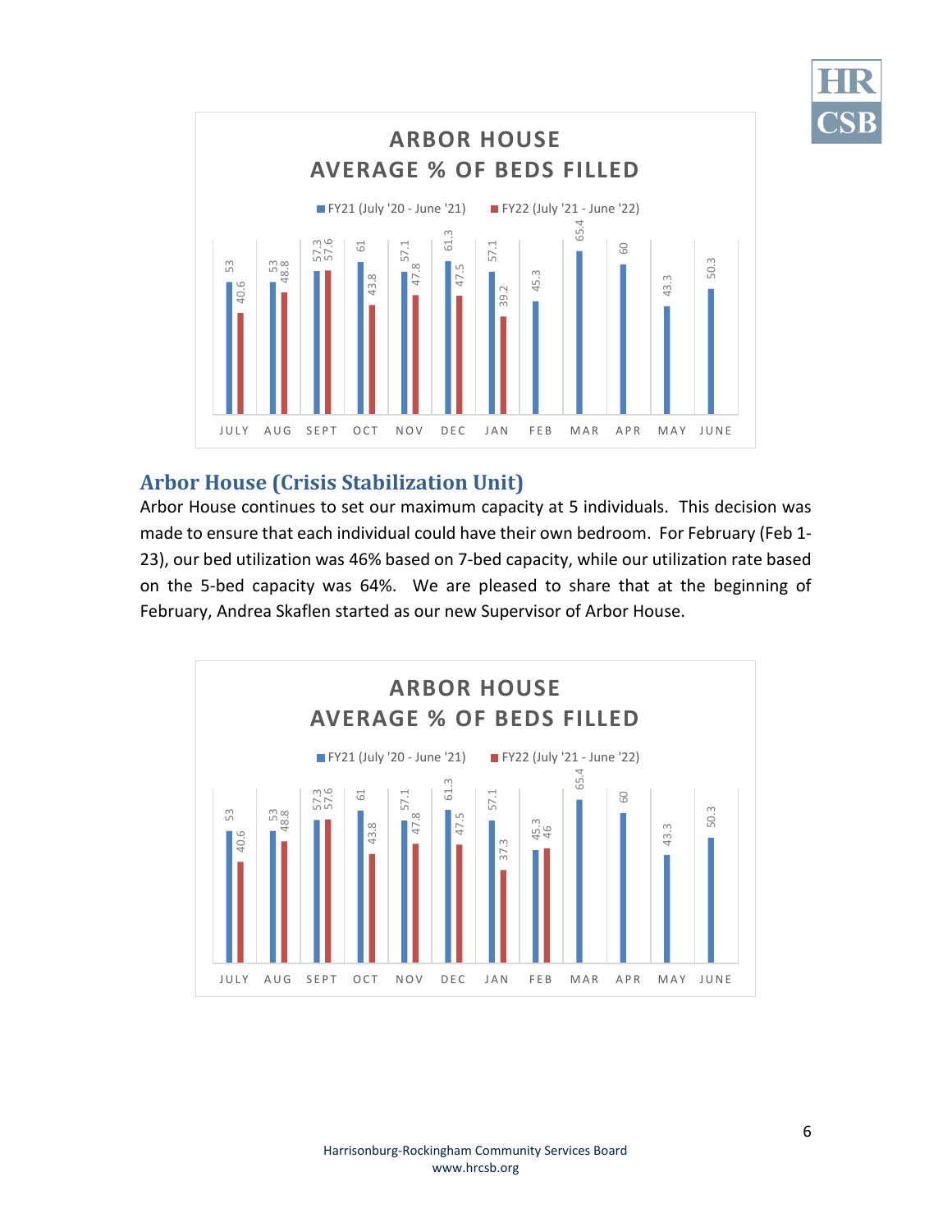**ARBOR HOUSE AVERAGE % OF BEDS FILLED**

| Month | FY21 (July '20 - June '21) | FY22 (July '21 - June '22) |
|---|---|---|
| JULY | 53 | 40.6 |
| AUG | 53 | 48.8 |
| SEPT | 57.3 | 57.6 |
| OCT | 61 | 43.8 |
| NOV | 57.1 | 47.8 |
| DEC | 61.3 | 47.5 |
| JAN | 57.1 | 39.2 |
| FEB | 45.3 | |
| MAR | 65.4 | |
| APR | 60 | |
| MAY | 43.3 | |
| JUNE | 50.3 | |

## Arbor House (Crisis Stabilization Unit)

Arbor House continues to set our maximum capacity at 5 individuals. This decision was made to ensure that each individual could have their own bedroom. For February (Feb 1-23), our bed utilization was 46% based on 7-bed capacity, while our utilization rate based on the 5-bed capacity was 64%. We are pleased to share that at the beginning of February, Andrea Skaflen started as our new Supervisor of Arbor House.

**ARBOR HOUSE AVERAGE % OF BEDS FILLED**

| Month | FY21 (July '20 - June '21) | FY22 (July '21 - June '22) |
|---|---|---|
| JULY | 53 | 40.6 |
| AUG | 53 | 48.8 |
| SEPT | 57.3 | 57.6 |
| OCT | 61 | 43.8 |
| NOV | 57.1 | 47.8 |
| DEC | 61.3 | 47.5 |
| JAN | 57.1 | 37.3 |
| FEB | 45.3 | 46 |
| MAR | 65.4 | |
| APR | 60 | |
| MAY | 43.3 | |
| JUNE | 50.3 | |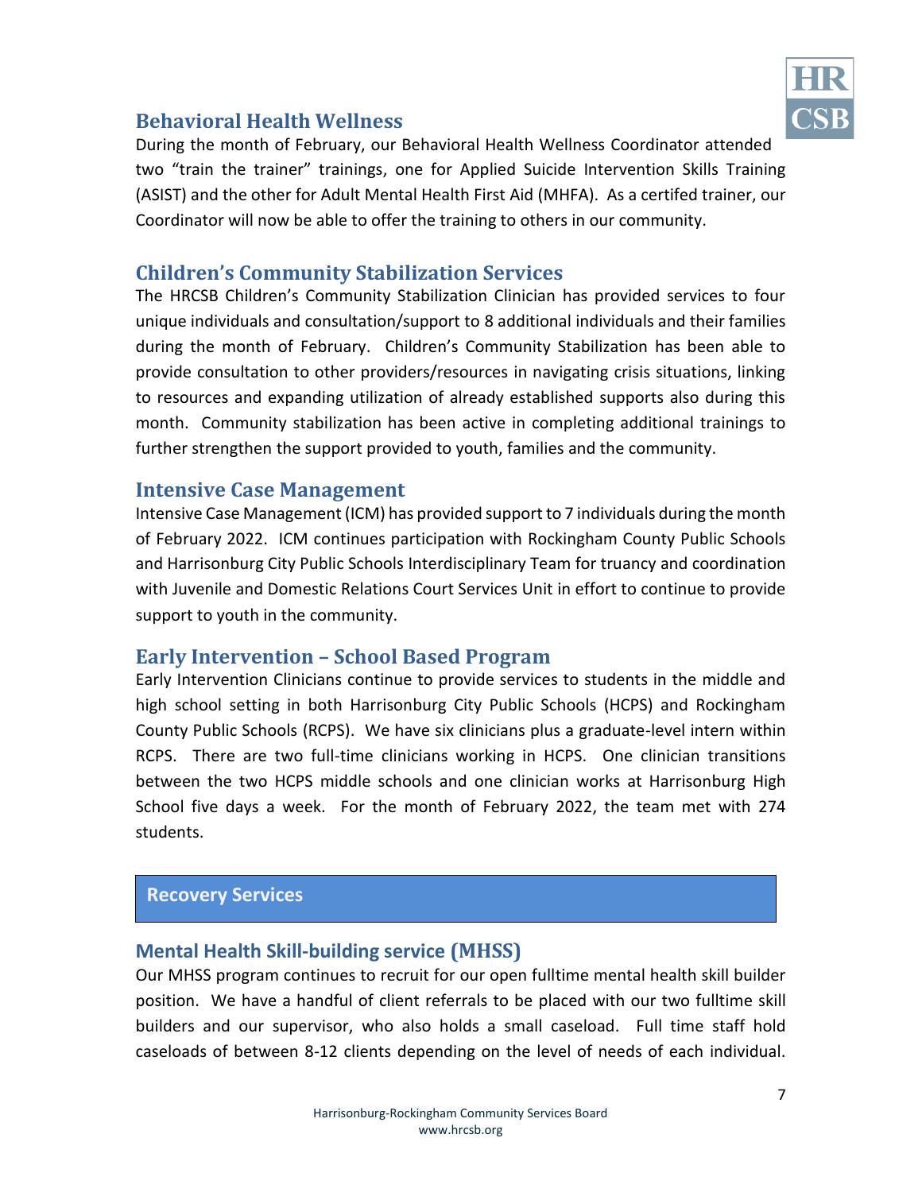## Behavioral Health Wellness

During the month of February, our Behavioral Health Wellness Coordinator attended two "train the trainer" trainings, one for Applied Suicide Intervention Skills Training (ASIST) and the other for Adult Mental Health First Aid (MHFA). As a certifed trainer, our Coordinator will now be able to offer the training to others in our community.

## Children's Community Stabilization Services

The HRCSB Children's Community Stabilization Clinician has provided services to four unique individuals and consultation/support to 8 additional individuals and their families during the month of February. Children's Community Stabilization has been able to provide consultation to other providers/resources in navigating crisis situations, linking to resources and expanding utilization of already established supports also during this month. Community stabilization has been active in completing additional trainings to further strengthen the support provided to youth, families and the community.

## Intensive Case Management

Intensive Case Management (ICM) has provided support to 7 individuals during the month of February 2022. ICM continues participation with Rockingham County Public Schools and Harrisonburg City Public Schools Interdisciplinary Team for truancy and coordination with Juvenile and Domestic Relations Court Services Unit in effort to continue to provide support to youth in the community.

## Early Intervention – School Based Program

Early Intervention Clinicians continue to provide services to students in the middle and high school setting in both Harrisonburg City Public Schools (HCPS) and Rockingham County Public Schools (RCPS). We have six clinicians plus a graduate-level intern within RCPS. There are two full-time clinicians working in HCPS. One clinician transitions between the two HCPS middle schools and one clinician works at Harrisonburg High School five days a week. For the month of February 2022, the team met with 274 students.

# Recovery Services

## Mental Health Skill-building service (MHSS)

Our MHSS program continues to recruit for our open fulltime mental health skill builder position. We have a handful of client referrals to be placed with our two fulltime skill builders and our supervisor, who also holds a small caseload. Full time staff hold caseloads of between 8-12 clients depending on the level of needs of each individual.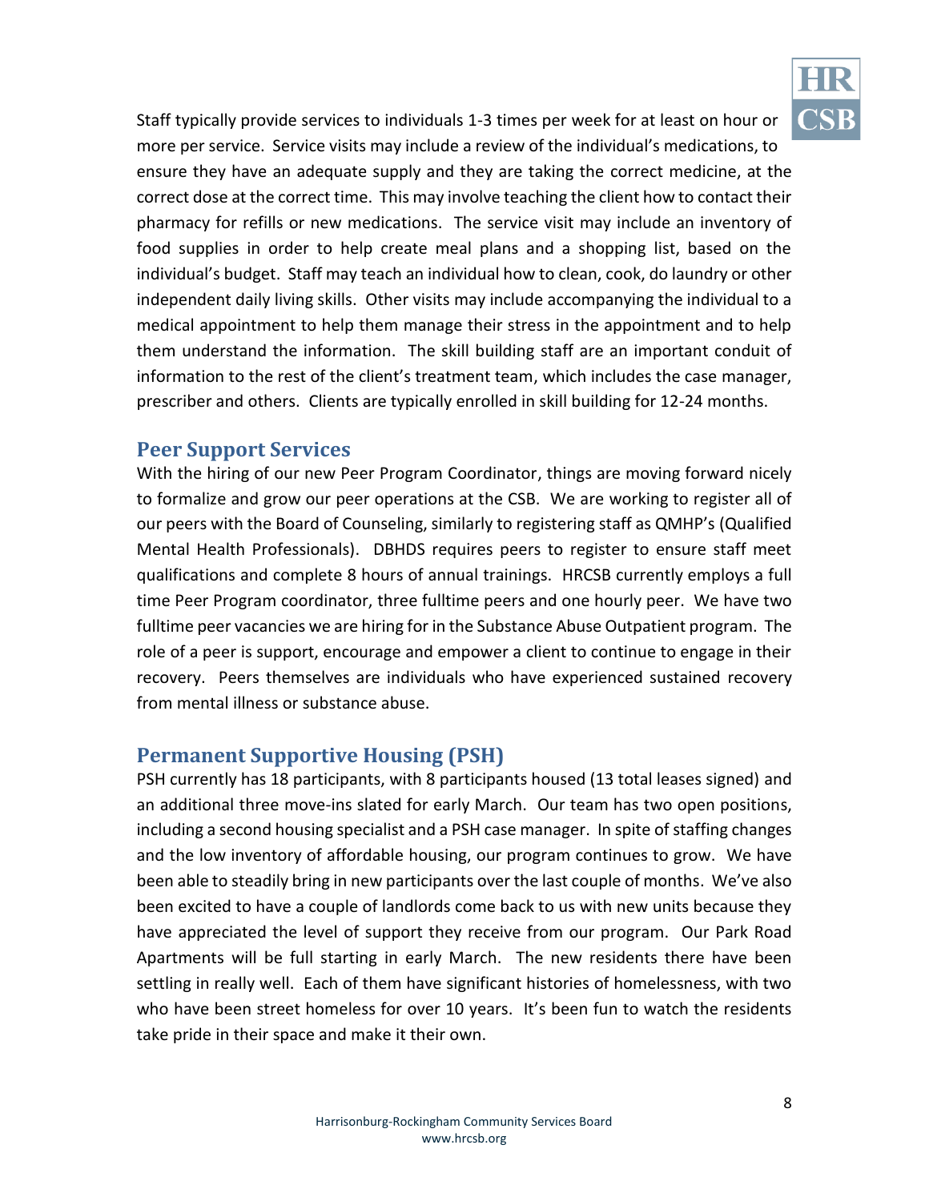Staff typically provide services to individuals 1-3 times per week for at least on hour or more per service. Service visits may include a review of the individual's medications, to ensure they have an adequate supply and they are taking the correct medicine, at the correct dose at the correct time. This may involve teaching the client how to contact their pharmacy for refills or new medications. The service visit may include an inventory of food supplies in order to help create meal plans and a shopping list, based on the individual's budget. Staff may teach an individual how to clean, cook, do laundry or other independent daily living skills. Other visits may include accompanying the individual to a medical appointment to help them manage their stress in the appointment and to help them understand the information. The skill building staff are an important conduit of information to the rest of the client's treatment team, which includes the case manager, prescriber and others. Clients are typically enrolled in skill building for 12-24 months.

## Peer Support Services

With the hiring of our new Peer Program Coordinator, things are moving forward nicely to formalize and grow our peer operations at the CSB. We are working to register all of our peers with the Board of Counseling, similarly to registering staff as QMHP's (Qualified Mental Health Professionals). DBHDS requires peers to register to ensure staff meet qualifications and complete 8 hours of annual trainings. HRCSB currently employs a full time Peer Program coordinator, three fulltime peers and one hourly peer. We have two fulltime peer vacancies we are hiring for in the Substance Abuse Outpatient program. The role of a peer is support, encourage and empower a client to continue to engage in their recovery. Peers themselves are individuals who have experienced sustained recovery from mental illness or substance abuse.

## Permanent Supportive Housing (PSH)

PSH currently has 18 participants, with 8 participants housed (13 total leases signed) and an additional three move-ins slated for early March. Our team has two open positions, including a second housing specialist and a PSH case manager. In spite of staffing changes and the low inventory of affordable housing, our program continues to grow. We have been able to steadily bring in new participants over the last couple of months. We've also been excited to have a couple of landlords come back to us with new units because they have appreciated the level of support they receive from our program. Our Park Road Apartments will be full starting in early March. The new residents there have been settling in really well. Each of them have significant histories of homelessness, with two who have been street homeless for over 10 years. It's been fun to watch the residents take pride in their space and make it their own.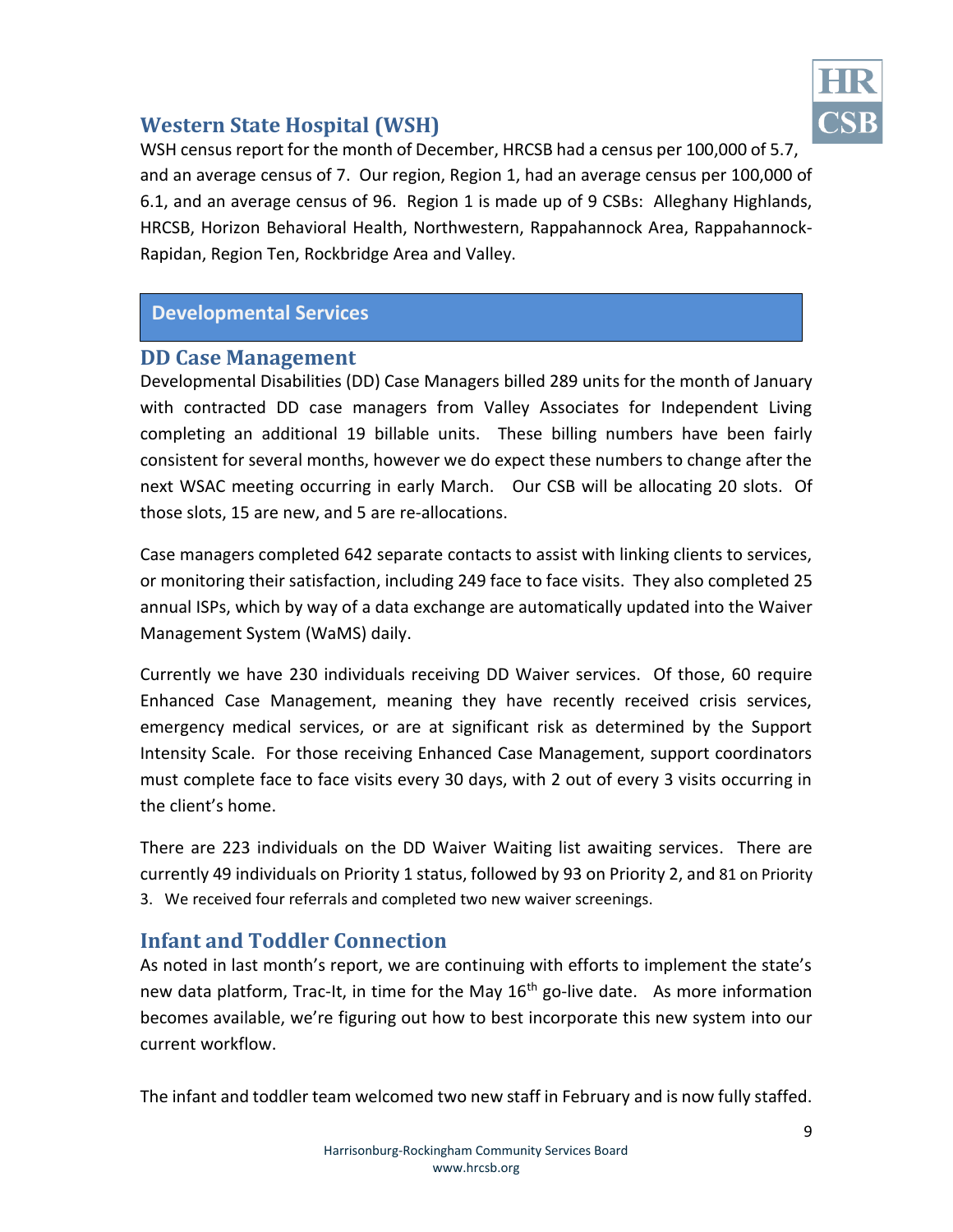## Western State Hospital (WSH)

WSH census report for the month of December, HRCSB had a census per 100,000 of 5.7, and an average census of 7. Our region, Region 1, had an average census per 100,000 of 6.1, and an average census of 96. Region 1 is made up of 9 CSBs: Alleghany Highlands, HRCSB, Horizon Behavioral Health, Northwestern, Rappahannock Area, Rappahannock-Rapidan, Region Ten, Rockbridge Area and Valley.

# Developmental Services

## DD Case Management

Developmental Disabilities (DD) Case Managers billed 289 units for the month of January with contracted DD case managers from Valley Associates for Independent Living completing an additional 19 billable units. These billing numbers have been fairly consistent for several months, however we do expect these numbers to change after the next WSAC meeting occurring in early March. Our CSB will be allocating 20 slots. Of those slots, 15 are new, and 5 are re-allocations.

Case managers completed 642 separate contacts to assist with linking clients to services, or monitoring their satisfaction, including 249 face to face visits. They also completed 25 annual ISPs, which by way of a data exchange are automatically updated into the Waiver Management System (WaMS) daily.

Currently we have 230 individuals receiving DD Waiver services. Of those, 60 require Enhanced Case Management, meaning they have recently received crisis services, emergency medical services, or are at significant risk as determined by the Support Intensity Scale. For those receiving Enhanced Case Management, support coordinators must complete face to face visits every 30 days, with 2 out of every 3 visits occurring in the client's home.

There are 223 individuals on the DD Waiver Waiting list awaiting services. There are currently 49 individuals on Priority 1 status, followed by 93 on Priority 2, and 81 on Priority 3. We received four referrals and completed two new waiver screenings.

## Infant and Toddler Connection

As noted in last month's report, we are continuing with efforts to implement the state's new data platform, Trac-It, in time for the May 16th go-live date. As more information becomes available, we're figuring out how to best incorporate this new system into our current workflow.

The infant and toddler team welcomed two new staff in February and is now fully staffed.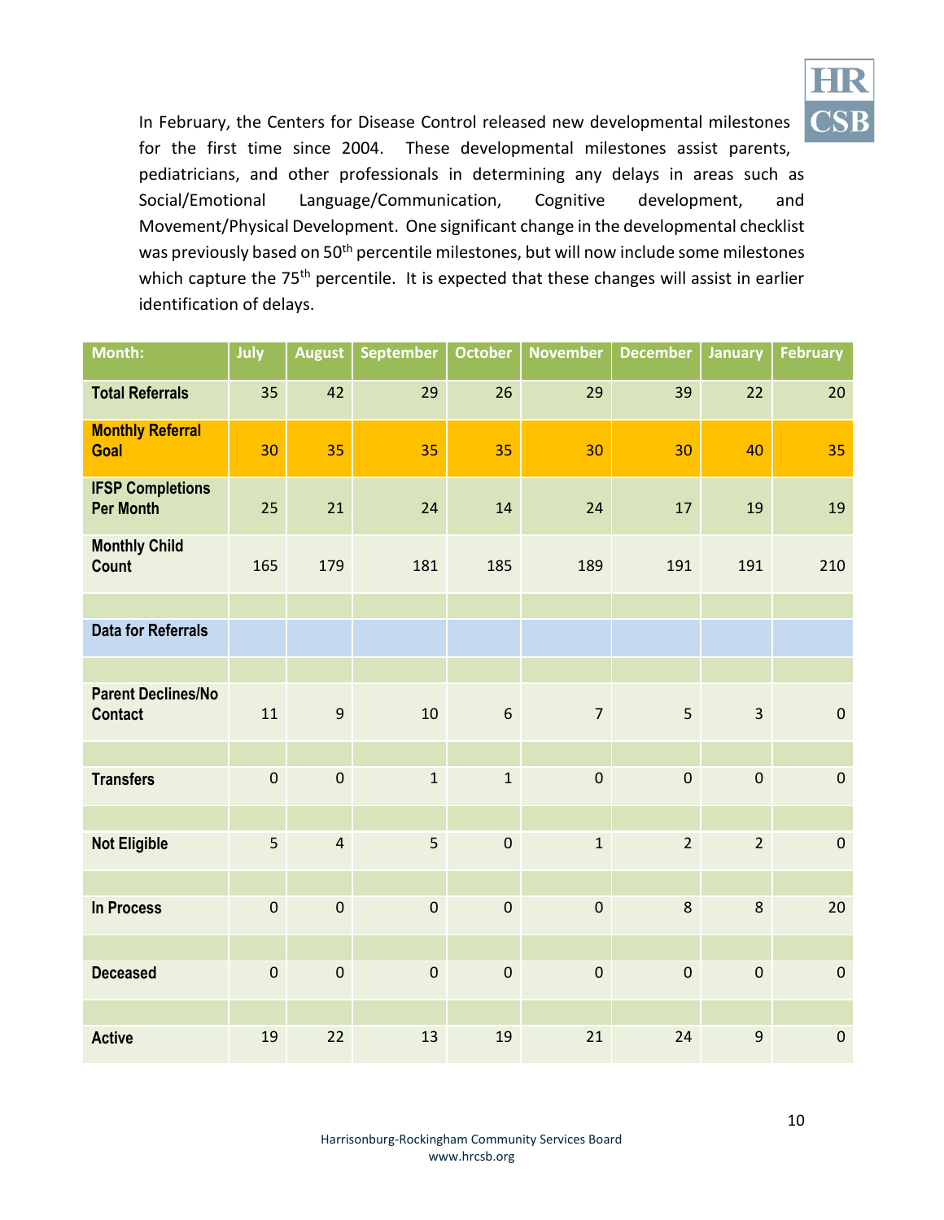In February, the Centers for Disease Control released new developmental milestones for the first time since 2004. These developmental milestones assist parents, pediatricians, and other professionals in determining any delays in areas such as Social/Emotional Language/Communication, Cognitive development, and Movement/Physical Development. One significant change in the developmental checklist was previously based on 50th percentile milestones, but will now include some milestones which capture the 75th percentile. It is expected that these changes will assist in earlier identification of delays.

| Month: | July | August | September | October | November | December | January | February |
|---|---|---|---|---|---|---|---|---|
| **Total Referrals** | 35 | 42 | 29 | 26 | 29 | 39 | 22 | 20 |
| **Monthly Referral Goal** | 30 | 35 | 35 | 35 | 30 | 30 | 40 | 35 |
| **IFSP Completions Per Month** | 25 | 21 | 24 | 14 | 24 | 17 | 19 | 19 |
| **Monthly Child Count** | 165 | 179 | 181 | 185 | 189 | 191 | 191 | 210 |
| | | | | | | | | |
| **Data for Referrals** | | | | | | | | |
| | | | | | | | | |
| **Parent Declines/No Contact** | 11 | 9 | 10 | 6 | 7 | 5 | 3 | 0 |
| | | | | | | | | |
| **Transfers** | 0 | 0 | 1 | 1 | 0 | 0 | 0 | 0 |
| | | | | | | | | |
| **Not Eligible** | 5 | 4 | 5 | 0 | 1 | 2 | 2 | 0 |
| | | | | | | | | |
| **In Process** | 0 | 0 | 0 | 0 | 0 | 8 | 8 | 20 |
| | | | | | | | | |
| **Deceased** | 0 | 0 | 0 | 0 | 0 | 0 | 0 | 0 |
| | | | | | | | | |
| **Active** | 19 | 22 | 13 | 19 | 21 | 24 | 9 | 0 |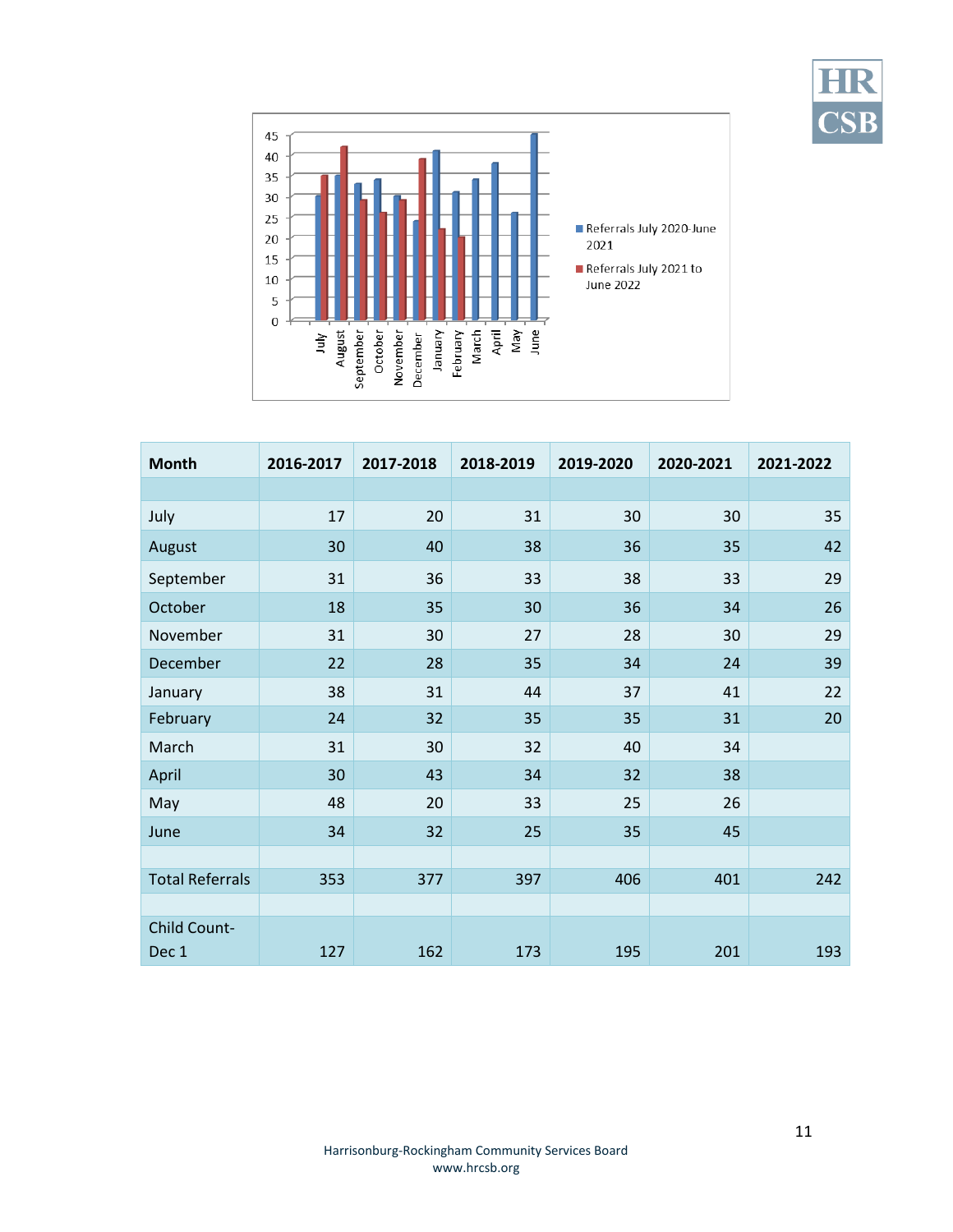45
40
35
30
25
20
15
10
5
0

July
August
September
October
November
December
January
February
March
April
May
June

Referrals July 2020-June 2021

Referrals July 2021 to June 2022

| Month | 2016-2017 | 2017-2018 | 2018-2019 | 2019-2020 | 2020-2021 | 2021-2022 |
|---|---|---|---|---|---|---|
| | | | | | | |
| July | 17 | 20 | 31 | 30 | 30 | 35 |
| August | 30 | 40 | 38 | 36 | 35 | 42 |
| September | 31 | 36 | 33 | 38 | 33 | 29 |
| October | 18 | 35 | 30 | 36 | 34 | 26 |
| November | 31 | 30 | 27 | 28 | 30 | 29 |
| December | 22 | 28 | 35 | 34 | 24 | 39 |
| January | 38 | 31 | 44 | 37 | 41 | 22 |
| February | 24 | 32 | 35 | 35 | 31 | 20 |
| March | 31 | 30 | 32 | 40 | 34 | |
| April | 30 | 43 | 34 | 32 | 38 | |
| May | 48 | 20 | 33 | 25 | 26 | |
| June | 34 | 32 | 25 | 35 | 45 | |
| | | | | | | |
| Total Referrals | 353 | 377 | 397 | 406 | 401 | 242 |
| | | | | | | |
| Child Count-Dec 1 | 127 | 162 | 173 | 195 | 201 | 193 |

Harrisonburg-Rockingham Community Services Board
www.hrcsb.org